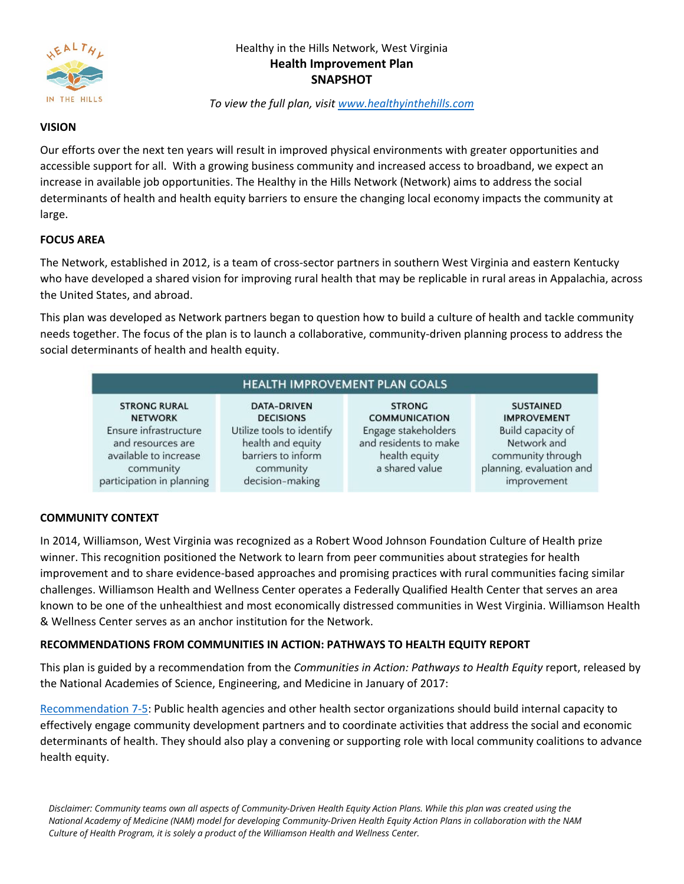Healthy in the Hills Network, West Virginia

# Health Improvement Plan SNAPSHOT

*To view the full plan, visit [www.healthyinthehills.com](www.healthyinthehills.com)*

## VISION

Our efforts over the next ten years will result in improved physical environments with greater opportunities and accessible support for all. With a growing business community and increased access to broadband, we expect an increase in available job opportunities. The Healthy in the Hills Network (Network) aims to address the social determinants of health and health equity barriers to ensure the changing local economy impacts the community at large.

## FOCUS AREA

The Network, established in 2012, is a team of cross-sector partners in southern West Virginia and eastern Kentucky who have developed a shared vision for improving rural health that may be replicable in rural areas in Appalachia, across the United States, and abroad.

This plan was developed as Network partners began to question how to build a culture of health and tackle community needs together. The focus of the plan is to launch a collaborative, community-driven planning process to address the social determinants of health and health equity.

| HEALTH IMPROVEMENT PLAN GOALS | | | |
|---|---|---|---|
| **STRONG RURAL NETWORK** Ensure infrastructure and resources are available to increase community participation in planning | **DATA-DRIVEN DECISIONS** Utilize tools to identify health and equity barriers to inform community decision-making | **STRONG COMMUNICATION** Engage stakeholders and residents to make health equity a shared value | **SUSTAINED IMPROVEMENT** Build capacity of Network and community through planning, evaluation and improvement |

## COMMUNITY CONTEXT

In 2014, Williamson, West Virginia was recognized as a Robert Wood Johnson Foundation Culture of Health prize winner. This recognition positioned the Network to learn from peer communities about strategies for health improvement and to share evidence-based approaches and promising practices with rural communities facing similar challenges. Williamson Health and Wellness Center operates a Federally Qualified Health Center that serves an area known to be one of the unhealthiest and most economically distressed communities in West Virginia. Williamson Health & Wellness Center serves as an anchor institution for the Network.

## RECOMMENDATIONS FROM COMMUNITIES IN ACTION: PATHWAYS TO HEALTH EQUITY REPORT

This plan is guided by a recommendation from the *Communities in Action: Pathways to Health Equity* report, released by the National Academies of Science, Engineering, and Medicine in January of 2017:

Recommendation 7-5: Public health agencies and other health sector organizations should build internal capacity to effectively engage community development partners and to coordinate activities that address the social and economic determinants of health. They should also play a convening or supporting role with local community coalitions to advance health equity.

*Disclaimer: Community teams own all aspects of Community-Driven Health Equity Action Plans. While this plan was created using the National Academy of Medicine (NAM) model for developing Community-Driven Health Equity Action Plans in collaboration with the NAM Culture of Health Program, it is solely a product of the Williamson Health and Wellness Center.*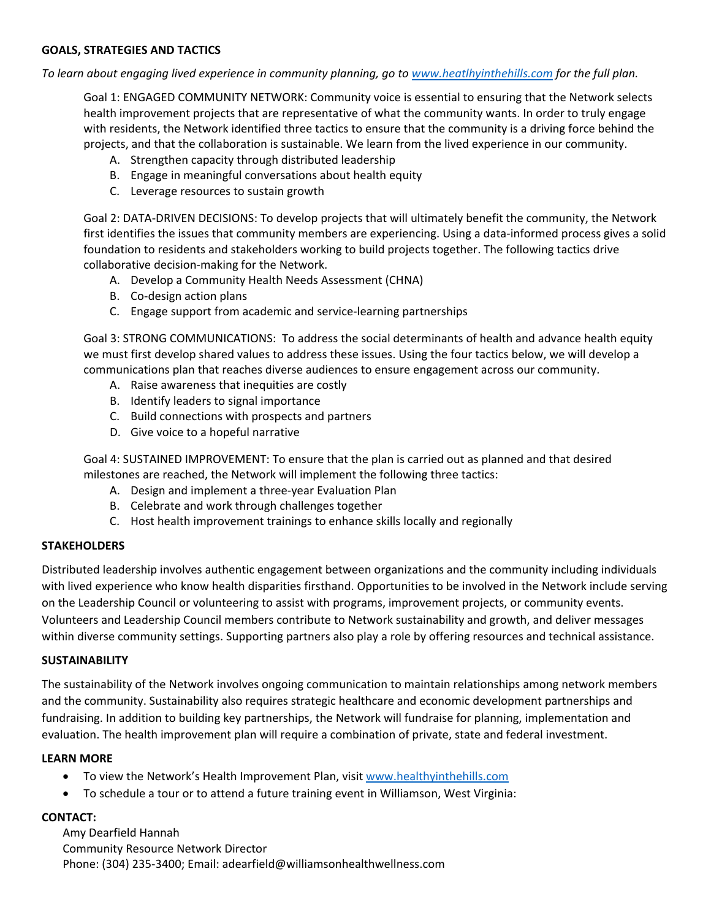## GOALS, STRATEGIES AND TACTICS

*To learn about engaging lived experience in community planning, go to www.heatlhyinthehills.com for the full plan.*

Goal 1: ENGAGED COMMUNITY NETWORK: Community voice is essential to ensuring that the Network selects health improvement projects that are representative of what the community wants. In order to truly engage with residents, the Network identified three tactics to ensure that the community is a driving force behind the projects, and that the collaboration is sustainable. We learn from the lived experience in our community.

A. Strengthen capacity through distributed leadership
B. Engage in meaningful conversations about health equity
C. Leverage resources to sustain growth

Goal 2: DATA-DRIVEN DECISIONS: To develop projects that will ultimately benefit the community, the Network first identifies the issues that community members are experiencing. Using a data-informed process gives a solid foundation to residents and stakeholders working to build projects together. The following tactics drive collaborative decision-making for the Network.

A. Develop a Community Health Needs Assessment (CHNA)
B. Co-design action plans
C. Engage support from academic and service-learning partnerships

Goal 3: STRONG COMMUNICATIONS: To address the social determinants of health and advance health equity we must first develop shared values to address these issues. Using the four tactics below, we will develop a communications plan that reaches diverse audiences to ensure engagement across our community.

A. Raise awareness that inequities are costly
B. Identify leaders to signal importance
C. Build connections with prospects and partners
D. Give voice to a hopeful narrative

Goal 4: SUSTAINED IMPROVEMENT: To ensure that the plan is carried out as planned and that desired milestones are reached, the Network will implement the following three tactics:

A. Design and implement a three-year Evaluation Plan
B. Celebrate and work through challenges together
C. Host health improvement trainings to enhance skills locally and regionally

## STAKEHOLDERS

Distributed leadership involves authentic engagement between organizations and the community including individuals with lived experience who know health disparities firsthand. Opportunities to be involved in the Network include serving on the Leadership Council or volunteering to assist with programs, improvement projects, or community events. Volunteers and Leadership Council members contribute to Network sustainability and growth, and deliver messages within diverse community settings. Supporting partners also play a role by offering resources and technical assistance.

## SUSTAINABILITY

The sustainability of the Network involves ongoing communication to maintain relationships among network members and the community. Sustainability also requires strategic healthcare and economic development partnerships and fundraising. In addition to building key partnerships, the Network will fundraise for planning, implementation and evaluation. The health improvement plan will require a combination of private, state and federal investment.

## LEARN MORE

- To view the Network's Health Improvement Plan, visit www.healthyinthehills.com
- To schedule a tour or to attend a future training event in Williamson, West Virginia:

## CONTACT:

Amy Dearfield Hannah
Community Resource Network Director
Phone: (304) 235-3400; Email: adearfield@williamsonhealthwellness.com